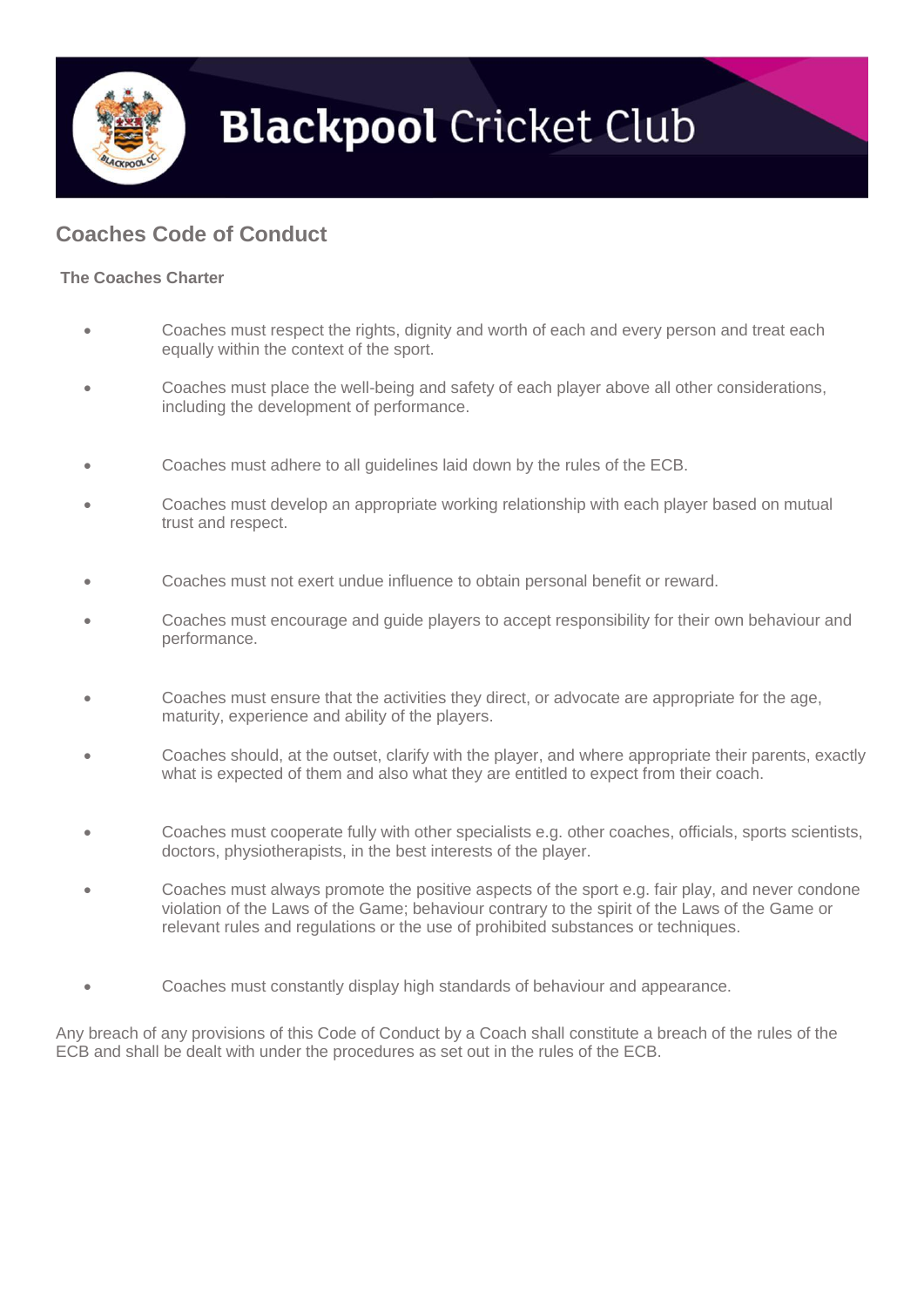# Blackpool Cricket Club

## Coaches Code of Conduct

**The Coaches Charter**

- Coaches must respect the rights, dignity and worth of each and every person and treat each equally within the context of the sport.
- Coaches must place the well-being and safety of each player above all other considerations, including the development of performance.
- Coaches must adhere to all guidelines laid down by the rules of the ECB.
- Coaches must develop an appropriate working relationship with each player based on mutual trust and respect.
- Coaches must not exert undue influence to obtain personal benefit or reward.
- Coaches must encourage and guide players to accept responsibility for their own behaviour and performance.
- Coaches must ensure that the activities they direct, or advocate are appropriate for the age, maturity, experience and ability of the players.
- Coaches should, at the outset, clarify with the player, and where appropriate their parents, exactly what is expected of them and also what they are entitled to expect from their coach.
- Coaches must cooperate fully with other specialists e.g. other coaches, officials, sports scientists, doctors, physiotherapists, in the best interests of the player.
- Coaches must always promote the positive aspects of the sport e.g. fair play, and never condone violation of the Laws of the Game; behaviour contrary to the spirit of the Laws of the Game or relevant rules and regulations or the use of prohibited substances or techniques.
- Coaches must constantly display high standards of behaviour and appearance.

Any breach of any provisions of this Code of Conduct by a Coach shall constitute a breach of the rules of the ECB and shall be dealt with under the procedures as set out in the rules of the ECB.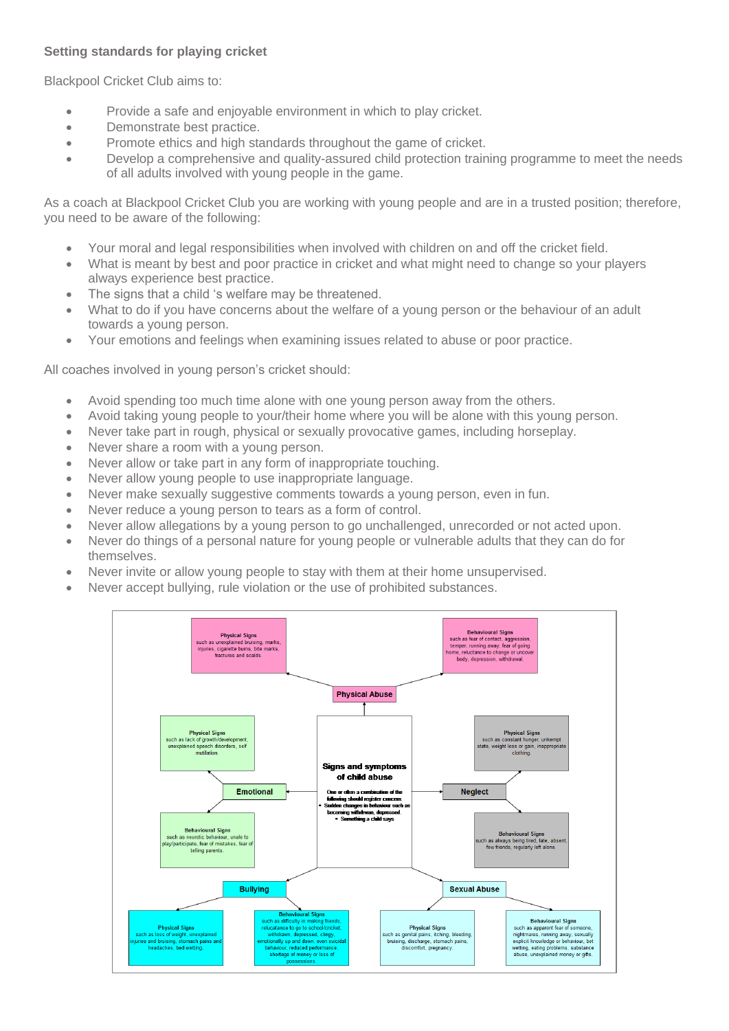**Setting standards for playing cricket**

Blackpool Cricket Club aims to:

- Provide a safe and enjoyable environment in which to play cricket.
- Demonstrate best practice.
- Promote ethics and high standards throughout the game of cricket.
- Develop a comprehensive and quality-assured child protection training programme to meet the needs of all adults involved with young people in the game.

As a coach at Blackpool Cricket Club you are working with young people and are in a trusted position; therefore, you need to be aware of the following:

- Your moral and legal responsibilities when involved with children on and off the cricket field.
- What is meant by best and poor practice in cricket and what might need to change so your players always experience best practice.
- The signs that a child 's welfare may be threatened.
- What to do if you have concerns about the welfare of a young person or the behaviour of an adult towards a young person.
- Your emotions and feelings when examining issues related to abuse or poor practice.

All coaches involved in young person's cricket should:

- Avoid spending too much time alone with one young person away from the others.
- Avoid taking young people to your/their home where you will be alone with this young person.
- Never take part in rough, physical or sexually provocative games, including horseplay.
- Never share a room with a young person.
- Never allow or take part in any form of inappropriate touching.
- Never allow young people to use inappropriate language.
- Never make sexually suggestive comments towards a young person, even in fun.
- Never reduce a young person to tears as a form of control.
- Never allow allegations by a young person to go unchallenged, unrecorded or not acted upon.
- Never do things of a personal nature for young people or vulnerable adults that they can do for themselves.
- Never invite or allow young people to stay with them at their home unsupervised.
- Never accept bullying, rule violation or the use of prohibited substances.

**Signs and symptoms of child abuse**

One or often a combination of the following should register concern:
- Sudden changes in behaviour such as becoming withdrawn, depressed.
- Something a child says

**Physical Abuse**

Physical Signs
such as unexplained bruising, marks, injuries, cigarette burns, bite marks, fractures and scalds.

Behavioural Signs
such as fear of contact, aggression, temper, running away, fear of going home, reluctance to change or uncover body, depression, withdrawal.

**Emotional**

Physical Signs
such as lack of growth/development, unexplained speech disorders, self mutilation.

Behavioural Signs
such as neurotic behaviour, unable to play/participate, fear of mistakes, fear of telling parents.

**Neglect**

Physical Signs
such as constant hunger, unkempt state, weight loss or gain, inappropriate clothing.

Behavioural Signs
such as always being tired, late, absent, few friends, regularly left alone.

**Bullying**

Physical Signs
such as loss of weight, unexplained injuries and bruising, stomach pains and headaches, bed wetting.

Behavioural Signs
such as difficulty in making friends, reluctance to go to school/cricket, withdrawn, depressed, clingy, emotionally up and down, even suicidal behaviour, reduced performance, shortage of money or loss of possessions.

**Sexual Abuse**

Physical Signs
such as genital pains, itching, bleeding, bruising, discharge, stomach pains, discomfort, pregnancy.

Behavioural Signs
such as apparent fear of someone, nightmares, running away, sexually explicit knowledge or behaviour, bet wetting, eating problems, substance abuse, unexplained money or gifts.